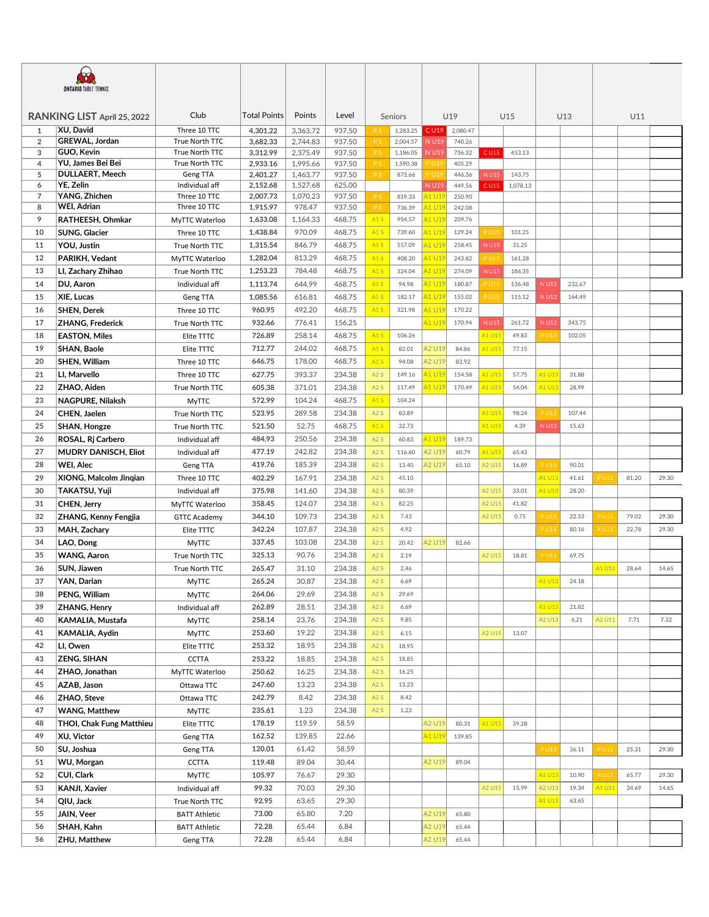ONTARIO TABLE TENNIS

# RANKING LIST April 25, 2022

| | | Club | Total Points | Points | Level | Seniors | | U19 | | U15 | | U13 | | U11 | | |
|---|---|---|---|---|---|---|---|---|---|---|---|---|---|---|---|---|
| 1 | XU, David | Three 10 TTC | 4,301.22 | 3,363.72 | 937.50 | P S | 1,283.25 | C U19 | 2,080.47 | | | | | | | |
| 2 | GREWAL, Jordan | True North TTC | 3,682.33 | 2,744.83 | 937.50 | P S | 2,004.57 | N U19 | 740.26 | | | | | | | |
| 3 | GUO, Kevin | True North TTC | 3,312.99 | 2,375.49 | 937.50 | P S | 1,186.05 | N U19 | 736.32 | C U15 | 453.13 | | | | | |
| 4 | YU, James Bei Bei | True North TTC | 2,933.16 | 1,995.66 | 937.50 | P S | 1,590.38 | P U19 | 405.29 | | | | | | | |
| 5 | DULLAERT, Meech | Geng TTA | 2,401.27 | 1,463.77 | 937.50 | P S | 873.66 | P U19 | 446.36 | N U15 | 143.75 | | | | | |
| 6 | YE, Zelin | Individual aff | 2,152.68 | 1,527.68 | 625.00 | | | N U19 | 449.56 | C U15 | 1,078.13 | | | | | |
| 7 | YANG, Zhichen | Three 10 TTC | 2,007.73 | 1,070.23 | 937.50 | P S | 819.33 | A1 U19 | 250.90 | | | | | | | |
| 8 | WEI, Adrian | Three 10 TTC | 1,915.97 | 978.47 | 937.50 | P S | 736.39 | A1 U19 | 242.08 | | | | | | | |
| 9 | RATHEESH, Ohmkar | MyTTC Waterloo | 1,633.08 | 1,164.33 | 468.75 | A1 S | 954.57 | A1 U19 | 209.76 | | | | | | | |
| 10 | SUNG, Glacier | Three 10 TTC | 1,438.84 | 970.09 | 468.75 | A1 S | 739.60 | A1 U19 | 129.24 | P U15 | 101.25 | | | | | |
| 11 | YOU, Justin | True North TTC | 1,315.54 | 846.79 | 468.75 | A1 S | 557.09 | A1 U19 | 258.45 | N U15 | 31.25 | | | | | |
| 12 | PARIKH, Vedant | MyTTC Waterloo | 1,282.04 | 813.29 | 468.75 | A1 S | 408.20 | A1 U19 | 243.82 | P U15 | 161.28 | | | | | |
| 13 | LI, Zachary Zhihao | True North TTC | 1,253.23 | 784.48 | 468.75 | A1 S | 324.04 | A1 U19 | 274.09 | N U15 | 186.35 | | | | | |
| 14 | DU, Aaron | Individual aff | 1,113.74 | 644.99 | 468.75 | A1 S | 94.98 | A1 U19 | 180.87 | P U15 | 136.48 | N U13 | 232.67 | | | |
| 15 | XIE, Lucas | Geng TTA | 1,085.56 | 616.81 | 468.75 | A1 S | 182.17 | A1 U19 | 155.02 | P U15 | 115.12 | N U13 | 164.49 | | | |
| 16 | SHEN, Derek | Three 10 TTC | 960.95 | 492.20 | 468.75 | A1 S | 321.98 | A1 U19 | 170.22 | | | | | | | |
| 17 | ZHANG, Frederick | True North TTC | 932.66 | 776.41 | 156.25 | | | A1 U19 | 170.94 | N U15 | 261.72 | N U13 | 343.75 | | | |
| 18 | EASTON, Miles | Elite TTTC | 726.89 | 258.14 | 468.75 | A1 S | 106.26 | | | A1 U15 | 49.83 | P U13 | 102.05 | | | |
| 19 | SHAN, Baole | Elite TTTC | 712.77 | 244.02 | 468.75 | A1 S | 82.01 | A2 U19 | 84.86 | A1 U15 | 77.15 | | | | | |
| 20 | SHEN, William | Three 10 TTC | 646.75 | 178.00 | 468.75 | A1 S | 94.08 | A2 U19 | 83.92 | | | | | | | |
| 21 | LI, Marvello | Three 10 TTC | 627.75 | 393.37 | 234.38 | A2 S | 149.16 | A1 U19 | 154.58 | A1 U15 | 57.75 | A1 U13 | 31.88 | | | |
| 22 | ZHAO, Aiden | True North TTC | 605.38 | 371.01 | 234.38 | A2 S | 117.49 | A1 U19 | 170.49 | A1 U15 | 54.04 | A1 U13 | 28.99 | | | |
| 23 | NAGPURE, Nilaksh | MyTTC | 572.99 | 104.24 | 468.75 | A1 S | 104.24 | | | | | | | | | |
| 24 | CHEN, Jaelen | True North TTC | 523.95 | 289.58 | 234.38 | A2 S | 83.89 | | | A1 U15 | 98.24 | P U13 | 107.44 | | | |
| 25 | SHAN, Hongze | True North TTC | 521.50 | 52.75 | 468.75 | A1 S | 32.73 | | | A1 U15 | 4.39 | N U13 | 15.63 | | | |
| 26 | ROSAL, Rj Carbero | Individual aff | 484.93 | 250.56 | 234.38 | A2 S | 60.83 | A1 U19 | 189.73 | | | | | | | |
| 27 | MUDRY DANISCH, Eliot | Individual aff | 477.19 | 242.82 | 234.38 | A2 S | 116.60 | A2 U19 | 60.79 | A1 U15 | 65.43 | | | | | |
| 28 | WEI, Alec | Geng TTA | 419.76 | 185.39 | 234.38 | A2 S | 13.40 | A2 U19 | 65.10 | A2 U15 | 16.89 | P U13 | 90.01 | | | |
| 29 | XIONG, Malcolm Jinqian | Three 10 TTC | 402.29 | 167.91 | 234.38 | A2 S | 45.10 | | | | | A1 U13 | 41.61 | P U11 | 81.20 | 29.30 |
| 30 | TAKATSU, Yuji | Individual aff | 375.98 | 141.60 | 234.38 | A2 S | 80.39 | | | A2 U15 | 33.01 | A1 U13 | 28.20 | | | |
| 31 | CHEN, Jerry | MyTTC Waterloo | 358.45 | 124.07 | 234.38 | A2 S | 82.25 | | | A2 U15 | 41.82 | | | | | |
| 32 | ZHANG, Kenny Fengjia | GTTC Academy | 344.10 | 109.73 | 234.38 | A2 S | 7.43 | | | A2 U15 | 0.75 | P U13 | 22.53 | P U11 | 79.02 | 29.30 |
| 33 | MAH, Zachary | Elite TTTC | 342.24 | 107.87 | 234.38 | A2 S | 4.92 | | | | | P U13 | 80.16 | P U11 | 22.78 | 29.30 |
| 34 | LAO, Dong | MyTTC | 337.45 | 103.08 | 234.38 | A2 S | 20.42 | A2 U19 | 82.66 | | | | | | | |
| 35 | WANG, Aaron | True North TTC | 325.13 | 90.76 | 234.38 | A2 S | 2.19 | | | A2 U15 | 18.81 | P U13 | 69.75 | | | |
| 36 | SUN, Jiawen | True North TTC | 265.47 | 31.10 | 234.38 | A2 S | 2.46 | | | | | | | A1 U11 | 28.64 | 14.65 |
| 37 | YAN, Darian | MyTTC | 265.24 | 30.87 | 234.38 | A2 S | 6.69 | | | | | A1 U13 | 24.18 | | | |
| 38 | PENG, William | MyTTC | 264.06 | 29.69 | 234.38 | A2 S | 29.69 | | | | | | | | | |
| 39 | ZHANG, Henry | Individual aff | 262.89 | 28.51 | 234.38 | A2 S | 6.69 | | | | | A1 U13 | 21.82 | | | |
| 40 | KAMALIA, Mustafa | MyTTC | 258.14 | 23.76 | 234.38 | A2 S | 9.85 | | | | | A2 U13 | 6.21 | A2 U11 | 7.71 | 7.32 |
| 41 | KAMALIA, Aydin | MyTTC | 253.60 | 19.22 | 234.38 | A2 S | 6.15 | | | A2 U15 | 13.07 | | | | | |
| 42 | LI, Owen | Elite TTTC | 253.32 | 18.95 | 234.38 | A2 S | 18.95 | | | | | | | | | |
| 43 | ZENG, SIHAN | CCTTA | 253.22 | 18.85 | 234.38 | A2 S | 18.85 | | | | | | | | | |
| 44 | ZHAO, Jonathan | MyTTC Waterloo | 250.62 | 16.25 | 234.38 | A2 S | 16.25 | | | | | | | | | |
| 45 | AZAB, Jason | Ottawa TTC | 247.60 | 13.23 | 234.38 | A2 S | 13.23 | | | | | | | | | |
| 46 | ZHAO, Steve | Ottawa TTC | 242.79 | 8.42 | 234.38 | A2 S | 8.42 | | | | | | | | | |
| 47 | WANG, Matthew | MyTTC | 235.61 | 1.23 | 234.38 | A2 S | 1.23 | | | | | | | | | |
| 48 | THOI, Chak Fung Matthieu | Elite TTTC | 178.19 | 119.59 | 58.59 | | | A2 U19 | 80.31 | A1 U15 | 39.28 | | | | | |
| 49 | XU, Victor | Geng TTA | 162.52 | 139.85 | 22.66 | | | A1 U19 | 139.85 | | | | | | | |
| 50 | SU, Joshua | Geng TTA | 120.01 | 61.42 | 58.59 | | | | | | | P U13 | 36.11 | P U11 | 25.31 | 29.30 |
| 51 | WU, Morgan | CCTTA | 119.48 | 89.04 | 30.44 | | | A2 U19 | 89.04 | | | | | | | |
| 52 | CUI, Clark | MyTTC | 105.97 | 76.67 | 29.30 | | | | | | | A1 U13 | 10.90 | P U11 | 65.77 | 29.30 |
| 53 | KANJI, Xavier | Individual aff | 99.32 | 70.03 | 29.30 | | | | | A2 U15 | 15.99 | A2 U13 | 19.34 | A1 U11 | 34.69 | 14.65 |
| 54 | QIU, Jack | True North TTC | 92.95 | 63.65 | 29.30 | | | | | | | A1 U13 | 63.65 | | | |
| 55 | JAIN, Veer | BATT Athletic | 73.00 | 65.80 | 7.20 | | | A2 U19 | 65.80 | | | | | | | |
| 56 | SHAH, Kahn | BATT Athletic | 72.28 | 65.44 | 6.84 | | | A2 U19 | 65.44 | | | | | | | |
| 56 | ZHU, Matthew | Geng TTA | 72.28 | 65.44 | 6.84 | | | A2 U19 | 65.44 | | | | | | | |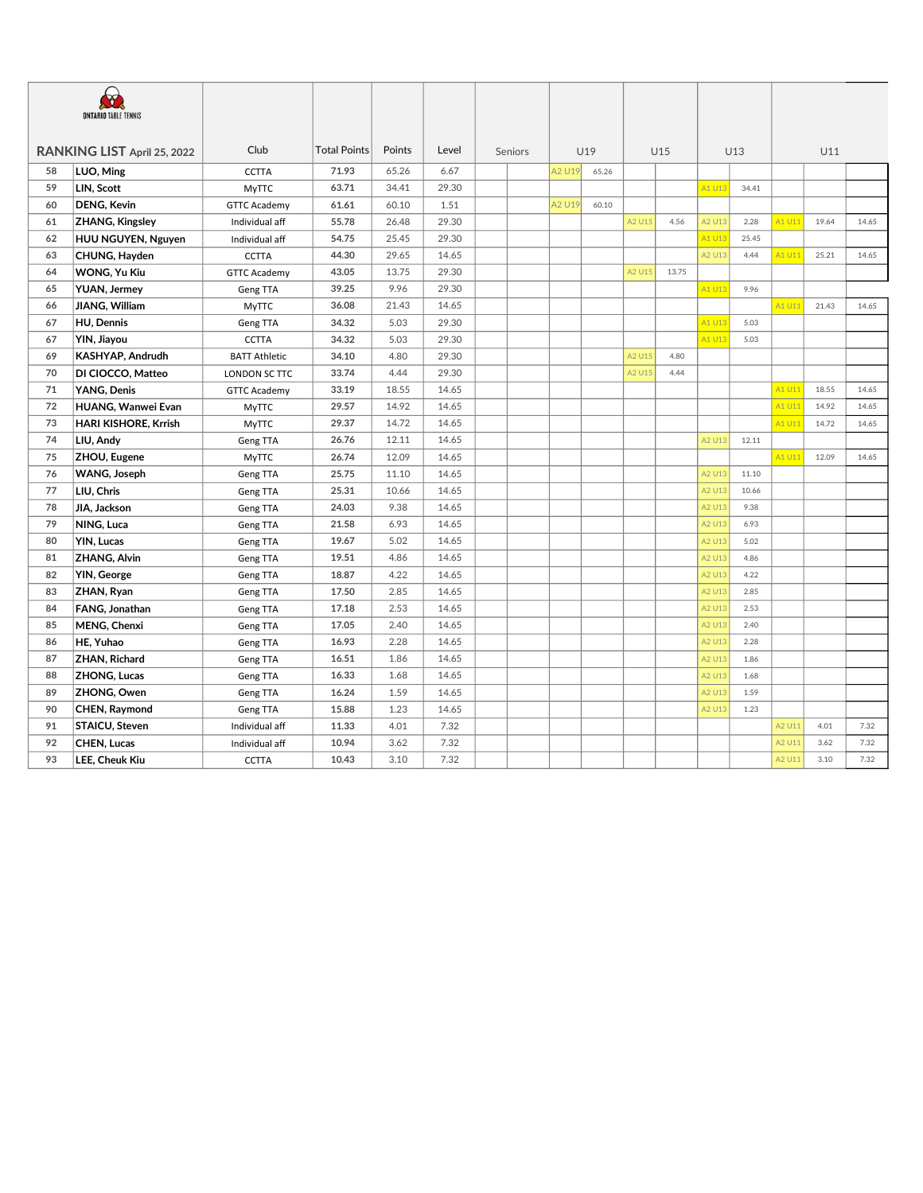ONTARIO TABLE TENNIS

| RANKING LIST April 25, 2022 | | Club | Total Points | Points | Level | Seniors | | U19 | | U15 | | U13 | | U11 | | |
|---|---|---|---|---|---|---|---|---|---|---|---|---|---|---|---|---|
| 58 | LUO, Ming | CCTTA | 71.93 | 65.26 | 6.67 | | | A2 U19 | 65.26 | | | | | | | |
| 59 | LIN, Scott | MyTTC | 63.71 | 34.41 | 29.30 | | | | | | | A1 U13 | 34.41 | | | |
| 60 | DENG, Kevin | GTTC Academy | 61.61 | 60.10 | 1.51 | | | A2 U19 | 60.10 | | | | | | | |
| 61 | ZHANG, Kingsley | Individual aff | 55.78 | 26.48 | 29.30 | | | | | A2 U15 | 4.56 | A2 U13 | 2.28 | A1 U11 | 19.64 | 14.65 |
| 62 | HUU NGUYEN, Nguyen | Individual aff | 54.75 | 25.45 | 29.30 | | | | | | | A1 U13 | 25.45 | | | |
| 63 | CHUNG, Hayden | CCTTA | 44.30 | 29.65 | 14.65 | | | | | | | A2 U13 | 4.44 | A1 U11 | 25.21 | 14.65 |
| 64 | WONG, Yu Kiu | GTTC Academy | 43.05 | 13.75 | 29.30 | | | | | A2 U15 | 13.75 | | | | | |
| 65 | YUAN, Jermey | Geng TTA | 39.25 | 9.96 | 29.30 | | | | | | | A1 U13 | 9.96 | | | |
| 66 | JIANG, William | MyTTC | 36.08 | 21.43 | 14.65 | | | | | | | | | A1 U11 | 21.43 | 14.65 |
| 67 | HU, Dennis | Geng TTA | 34.32 | 5.03 | 29.30 | | | | | | | A1 U13 | 5.03 | | | |
| 67 | YIN, Jiayou | CCTTA | 34.32 | 5.03 | 29.30 | | | | | | | A1 U13 | 5.03 | | | |
| 69 | KASHYAP, Andrudh | BATT Athletic | 34.10 | 4.80 | 29.30 | | | | | A2 U15 | 4.80 | | | | | |
| 70 | DI CIOCCO, Matteo | LONDON SC TTC | 33.74 | 4.44 | 29.30 | | | | | A2 U15 | 4.44 | | | | | |
| 71 | YANG, Denis | GTTC Academy | 33.19 | 18.55 | 14.65 | | | | | | | | | A1 U11 | 18.55 | 14.65 |
| 72 | HUANG, Wanwei Evan | MyTTC | 29.57 | 14.92 | 14.65 | | | | | | | | | A1 U11 | 14.92 | 14.65 |
| 73 | HARI KISHORE, Krrish | MyTTC | 29.37 | 14.72 | 14.65 | | | | | | | | | A1 U11 | 14.72 | 14.65 |
| 74 | LIU, Andy | Geng TTA | 26.76 | 12.11 | 14.65 | | | | | | | A2 U13 | 12.11 | | | |
| 75 | ZHOU, Eugene | MyTTC | 26.74 | 12.09 | 14.65 | | | | | | | | | A1 U11 | 12.09 | 14.65 |
| 76 | WANG, Joseph | Geng TTA | 25.75 | 11.10 | 14.65 | | | | | | | A2 U13 | 11.10 | | | |
| 77 | LIU, Chris | Geng TTA | 25.31 | 10.66 | 14.65 | | | | | | | A2 U13 | 10.66 | | | |
| 78 | JIA, Jackson | Geng TTA | 24.03 | 9.38 | 14.65 | | | | | | | A2 U13 | 9.38 | | | |
| 79 | NING, Luca | Geng TTA | 21.58 | 6.93 | 14.65 | | | | | | | A2 U13 | 6.93 | | | |
| 80 | YIN, Lucas | Geng TTA | 19.67 | 5.02 | 14.65 | | | | | | | A2 U13 | 5.02 | | | |
| 81 | ZHANG, Alvin | Geng TTA | 19.51 | 4.86 | 14.65 | | | | | | | A2 U13 | 4.86 | | | |
| 82 | YIN, George | Geng TTA | 18.87 | 4.22 | 14.65 | | | | | | | A2 U13 | 4.22 | | | |
| 83 | ZHAN, Ryan | Geng TTA | 17.50 | 2.85 | 14.65 | | | | | | | A2 U13 | 2.85 | | | |
| 84 | FANG, Jonathan | Geng TTA | 17.18 | 2.53 | 14.65 | | | | | | | A2 U13 | 2.53 | | | |
| 85 | MENG, Chenxi | Geng TTA | 17.05 | 2.40 | 14.65 | | | | | | | A2 U13 | 2.40 | | | |
| 86 | HE, Yuhao | Geng TTA | 16.93 | 2.28 | 14.65 | | | | | | | A2 U13 | 2.28 | | | |
| 87 | ZHAN, Richard | Geng TTA | 16.51 | 1.86 | 14.65 | | | | | | | A2 U13 | 1.86 | | | |
| 88 | ZHONG, Lucas | Geng TTA | 16.33 | 1.68 | 14.65 | | | | | | | A2 U13 | 1.68 | | | |
| 89 | ZHONG, Owen | Geng TTA | 16.24 | 1.59 | 14.65 | | | | | | | A2 U13 | 1.59 | | | |
| 90 | CHEN, Raymond | Geng TTA | 15.88 | 1.23 | 14.65 | | | | | | | A2 U13 | 1.23 | | | |
| 91 | STAICU, Steven | Individual aff | 11.33 | 4.01 | 7.32 | | | | | | | | | A2 U11 | 4.01 | 7.32 |
| 92 | CHEN, Lucas | Individual aff | 10.94 | 3.62 | 7.32 | | | | | | | | | A2 U11 | 3.62 | 7.32 |
| 93 | LEE, Cheuk Kiu | CCTTA | 10.43 | 3.10 | 7.32 | | | | | | | | | A2 U11 | 3.10 | 7.32 |